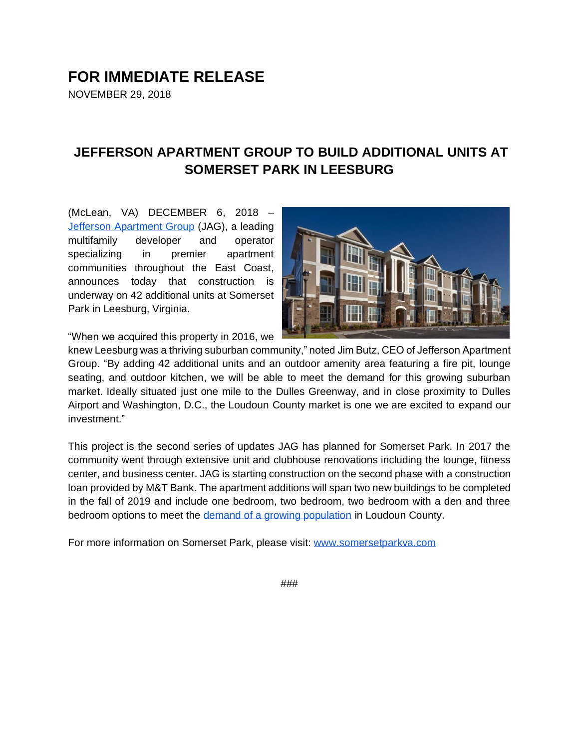# FOR IMMEDIATE RELEASE

NOVEMBER 29, 2018

## JEFFERSON APARTMENT GROUP TO BUILD ADDITIONAL UNITS AT SOMERSET PARK IN LEESBURG

(McLean, VA) DECEMBER 6, 2018 – [Jefferson Apartment Group](#) (JAG), a leading multifamily developer and operator specializing in premier apartment communities throughout the East Coast, announces today that construction is underway on 42 additional units at Somerset Park in Leesburg, Virginia.

"When we acquired this property in 2016, we knew Leesburg was a thriving suburban community," noted Jim Butz, CEO of Jefferson Apartment Group. "By adding 42 additional units and an outdoor amenity area featuring a fire pit, lounge seating, and outdoor kitchen, we will be able to meet the demand for this growing suburban market. Ideally situated just one mile to the Dulles Greenway, and in close proximity to Dulles Airport and Washington, D.C., the Loudoun County market is one we are excited to expand our investment."

This project is the second series of updates JAG has planned for Somerset Park. In 2017 the community went through extensive unit and clubhouse renovations including the lounge, fitness center, and business center. JAG is starting construction on the second phase with a construction loan provided by M&T Bank. The apartment additions will span two new buildings to be completed in the fall of 2019 and include one bedroom, two bedroom, two bedroom with a den and three bedroom options to meet the [demand of a growing population](#) in Loudoun County.

For more information on Somerset Park, please visit: [www.somersetparkva.com](http://www.somersetparkva.com)

###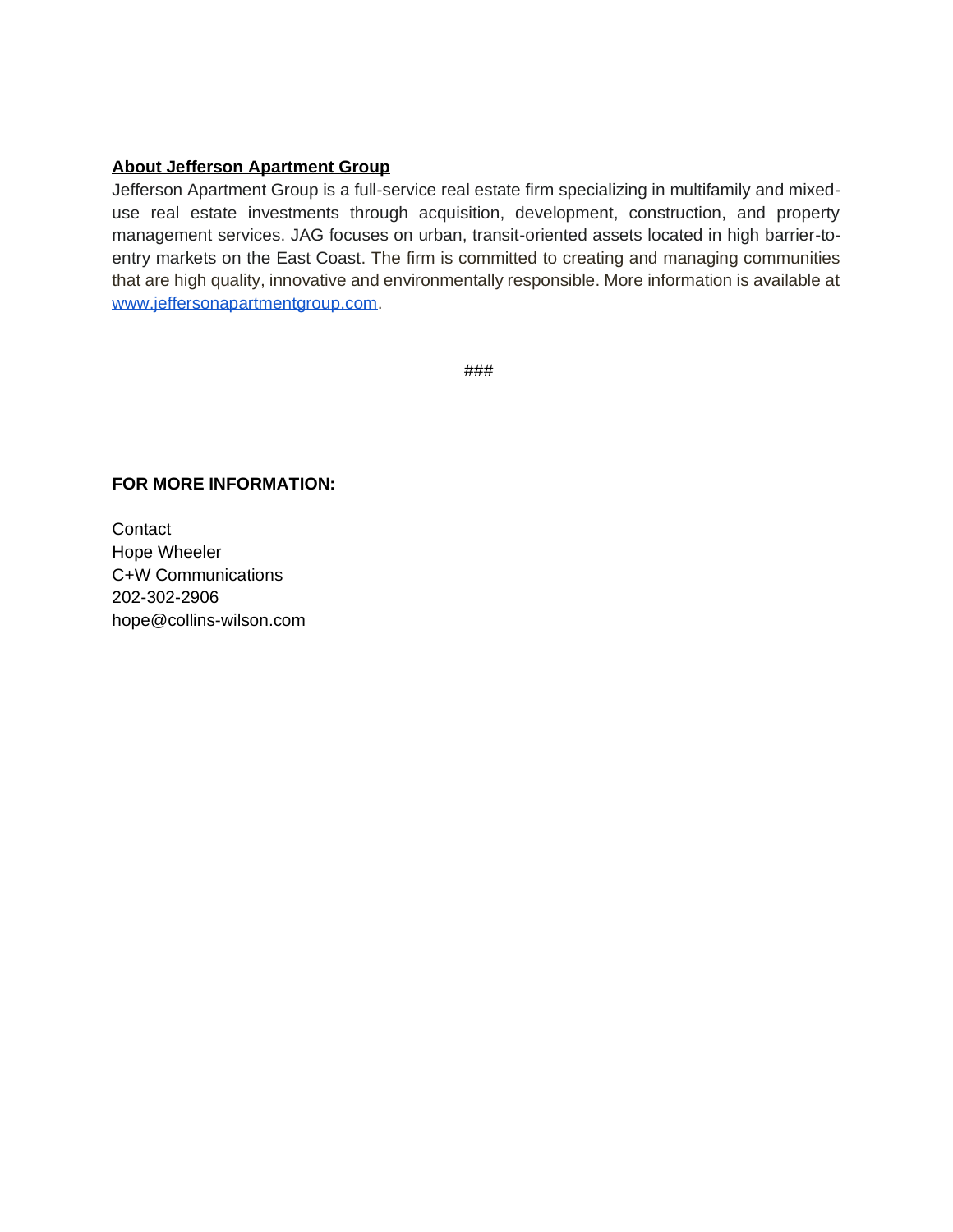**About Jefferson Apartment Group**

Jefferson Apartment Group is a full-service real estate firm specializing in multifamily and mixed-use real estate investments through acquisition, development, construction, and property management services. JAG focuses on urban, transit-oriented assets located in high barrier-to-entry markets on the East Coast. The firm is committed to creating and managing communities that are high quality, innovative and environmentally responsible. More information is available at [www.jeffersonapartmentgroup.com](http://www.jeffersonapartmentgroup.com).

###

**FOR MORE INFORMATION:**

Contact
Hope Wheeler
C+W Communications
202-302-2906
hope@collins-wilson.com